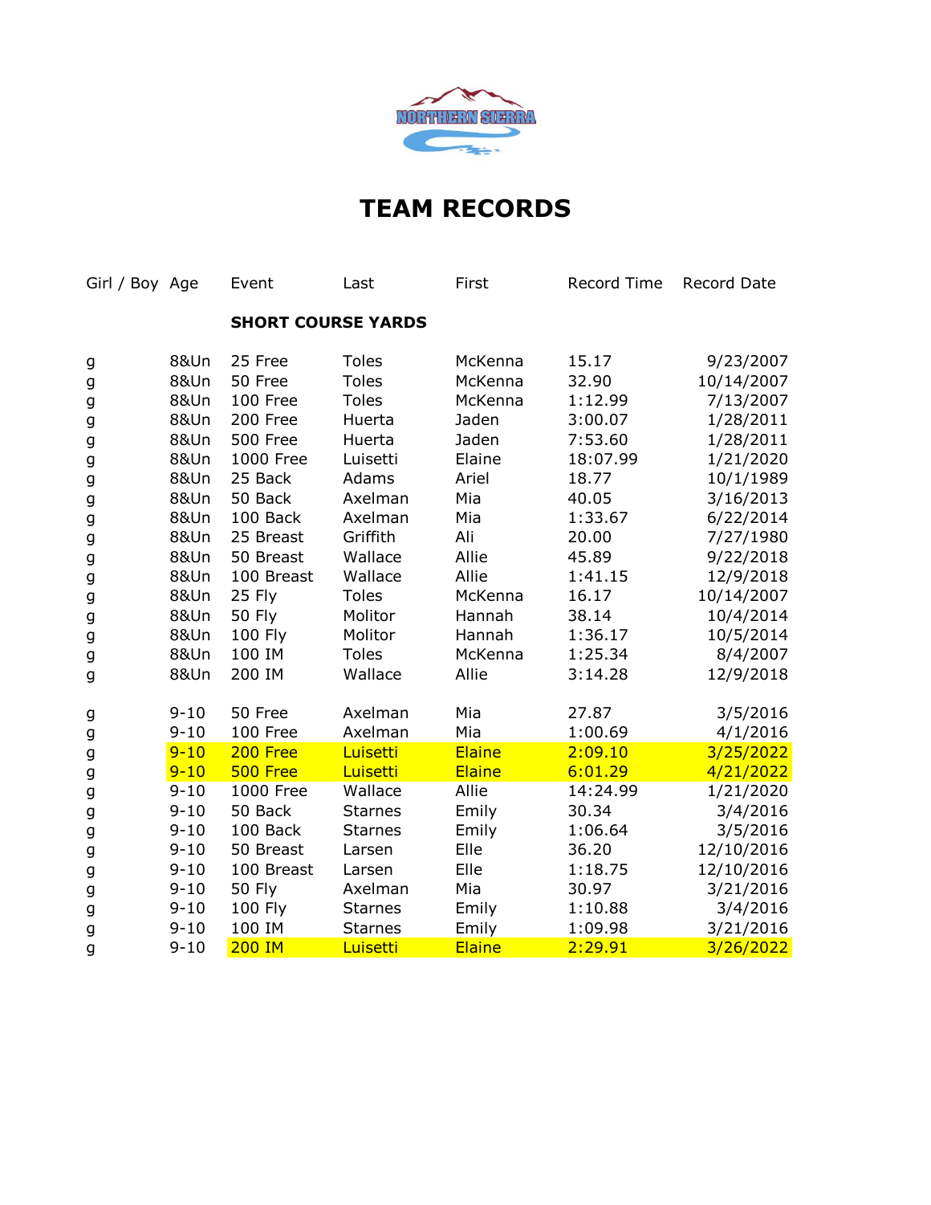NORTHERN SIERRA

# TEAM RECORDS

| Girl / Boy | Age | Event | Last | First | Record Time | Record Date |
|---|---|---|---|---|---|---|
| | | **SHORT COURSE YARDS** | | | | |
| g | 8&Un | 25 Free | Toles | McKenna | 15.17 | 9/23/2007 |
| g | 8&Un | 50 Free | Toles | McKenna | 32.90 | 10/14/2007 |
| g | 8&Un | 100 Free | Toles | McKenna | 1:12.99 | 7/13/2007 |
| g | 8&Un | 200 Free | Huerta | Jaden | 3:00.07 | 1/28/2011 |
| g | 8&Un | 500 Free | Huerta | Jaden | 7:53.60 | 1/28/2011 |
| g | 8&Un | 1000 Free | Luisetti | Elaine | 18:07.99 | 1/21/2020 |
| g | 8&Un | 25 Back | Adams | Ariel | 18.77 | 10/1/1989 |
| g | 8&Un | 50 Back | Axelman | Mia | 40.05 | 3/16/2013 |
| g | 8&Un | 100 Back | Axelman | Mia | 1:33.67 | 6/22/2014 |
| g | 8&Un | 25 Breast | Griffith | Ali | 20.00 | 7/27/1980 |
| g | 8&Un | 50 Breast | Wallace | Allie | 45.89 | 9/22/2018 |
| g | 8&Un | 100 Breast | Wallace | Allie | 1:41.15 | 12/9/2018 |
| g | 8&Un | 25 Fly | Toles | McKenna | 16.17 | 10/14/2007 |
| g | 8&Un | 50 Fly | Molitor | Hannah | 38.14 | 10/4/2014 |
| g | 8&Un | 100 Fly | Molitor | Hannah | 1:36.17 | 10/5/2014 |
| g | 8&Un | 100 IM | Toles | McKenna | 1:25.34 | 8/4/2007 |
| g | 8&Un | 200 IM | Wallace | Allie | 3:14.28 | 12/9/2018 |
| g | 9-10 | 50 Free | Axelman | Mia | 27.87 | 3/5/2016 |
| g | 9-10 | 100 Free | Axelman | Mia | 1:00.69 | 4/1/2016 |
| g | 9-10 | 200 Free | Luisetti | Elaine | 2:09.10 | 3/25/2022 |
| g | 9-10 | 500 Free | Luisetti | Elaine | 6:01.29 | 4/21/2022 |
| g | 9-10 | 1000 Free | Wallace | Allie | 14:24.99 | 1/21/2020 |
| g | 9-10 | 50 Back | Starnes | Emily | 30.34 | 3/4/2016 |
| g | 9-10 | 100 Back | Starnes | Emily | 1:06.64 | 3/5/2016 |
| g | 9-10 | 50 Breast | Larsen | Elle | 36.20 | 12/10/2016 |
| g | 9-10 | 100 Breast | Larsen | Elle | 1:18.75 | 12/10/2016 |
| g | 9-10 | 50 Fly | Axelman | Mia | 30.97 | 3/21/2016 |
| g | 9-10 | 100 Fly | Starnes | Emily | 1:10.88 | 3/4/2016 |
| g | 9-10 | 100 IM | Starnes | Emily | 1:09.98 | 3/21/2016 |
| g | 9-10 | 200 IM | Luisetti | Elaine | 2:29.91 | 3/26/2022 |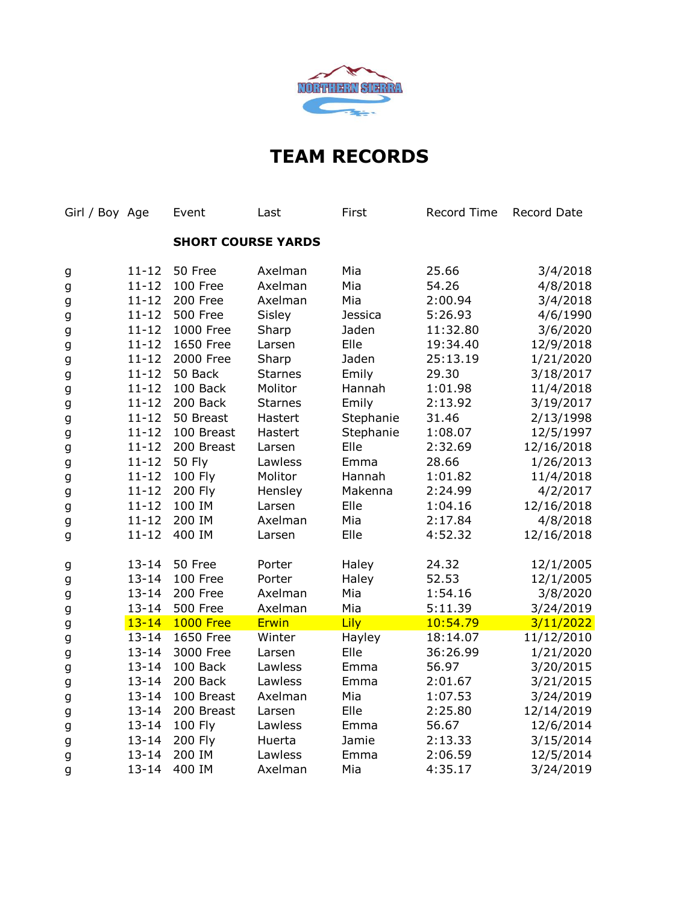# TEAM RECORDS

| Girl / Boy | Age | Event | Last | First | Record Time | Record Date |
|---|---|---|---|---|---|---|
| | | **SHORT COURSE YARDS** | | | | |
| g | 11-12 | 50 Free | Axelman | Mia | 25.66 | 3/4/2018 |
| g | 11-12 | 100 Free | Axelman | Mia | 54.26 | 4/8/2018 |
| g | 11-12 | 200 Free | Axelman | Mia | 2:00.94 | 3/4/2018 |
| g | 11-12 | 500 Free | Sisley | Jessica | 5:26.93 | 4/6/1990 |
| g | 11-12 | 1000 Free | Sharp | Jaden | 11:32.80 | 3/6/2020 |
| g | 11-12 | 1650 Free | Larsen | Elle | 19:34.40 | 12/9/2018 |
| g | 11-12 | 2000 Free | Sharp | Jaden | 25:13.19 | 1/21/2020 |
| g | 11-12 | 50 Back | Starnes | Emily | 29.30 | 3/18/2017 |
| g | 11-12 | 100 Back | Molitor | Hannah | 1:01.98 | 11/4/2018 |
| g | 11-12 | 200 Back | Starnes | Emily | 2:13.92 | 3/19/2017 |
| g | 11-12 | 50 Breast | Hastert | Stephanie | 31.46 | 2/13/1998 |
| g | 11-12 | 100 Breast | Hastert | Stephanie | 1:08.07 | 12/5/1997 |
| g | 11-12 | 200 Breast | Larsen | Elle | 2:32.69 | 12/16/2018 |
| g | 11-12 | 50 Fly | Lawless | Emma | 28.66 | 1/26/2013 |
| g | 11-12 | 100 Fly | Molitor | Hannah | 1:01.82 | 11/4/2018 |
| g | 11-12 | 200 Fly | Hensley | Makenna | 2:24.99 | 4/2/2017 |
| g | 11-12 | 100 IM | Larsen | Elle | 1:04.16 | 12/16/2018 |
| g | 11-12 | 200 IM | Axelman | Mia | 2:17.84 | 4/8/2018 |
| g | 11-12 | 400 IM | Larsen | Elle | 4:52.32 | 12/16/2018 |
| g | 13-14 | 50 Free | Porter | Haley | 24.32 | 12/1/2005 |
| g | 13-14 | 100 Free | Porter | Haley | 52.53 | 12/1/2005 |
| g | 13-14 | 200 Free | Axelman | Mia | 1:54.16 | 3/8/2020 |
| g | 13-14 | 500 Free | Axelman | Mia | 5:11.39 | 3/24/2019 |
| g | 13-14 | 1000 Free | Erwin | Lily | 10:54.79 | 3/11/2022 |
| g | 13-14 | 1650 Free | Winter | Hayley | 18:14.07 | 11/12/2010 |
| g | 13-14 | 3000 Free | Larsen | Elle | 36:26.99 | 1/21/2020 |
| g | 13-14 | 100 Back | Lawless | Emma | 56.97 | 3/20/2015 |
| g | 13-14 | 200 Back | Lawless | Emma | 2:01.67 | 3/21/2015 |
| g | 13-14 | 100 Breast | Axelman | Mia | 1:07.53 | 3/24/2019 |
| g | 13-14 | 200 Breast | Larsen | Elle | 2:25.80 | 12/14/2019 |
| g | 13-14 | 100 Fly | Lawless | Emma | 56.67 | 12/6/2014 |
| g | 13-14 | 200 Fly | Huerta | Jamie | 2:13.33 | 3/15/2014 |
| g | 13-14 | 200 IM | Lawless | Emma | 2:06.59 | 12/5/2014 |
| g | 13-14 | 400 IM | Axelman | Mia | 4:35.17 | 3/24/2019 |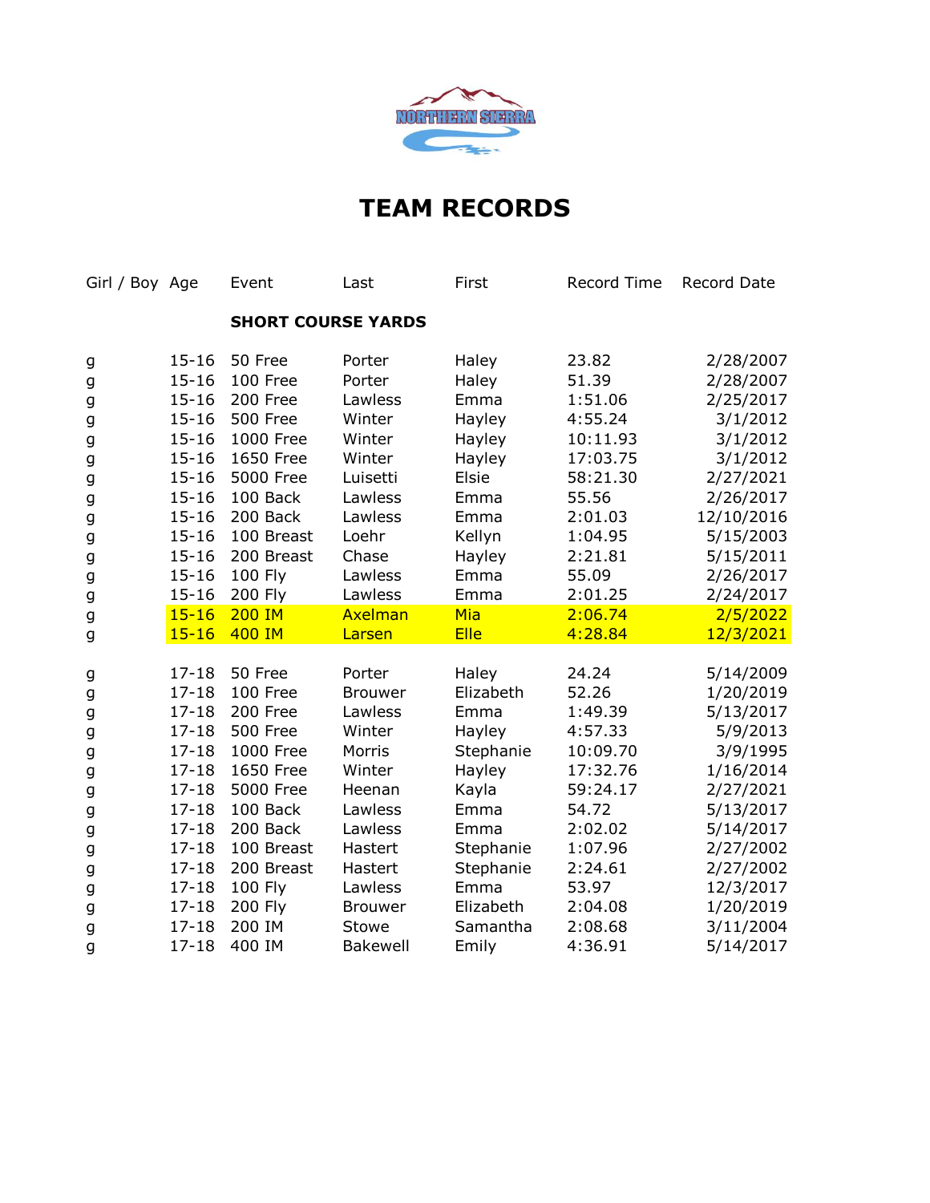# TEAM RECORDS

| Girl / Boy | Age | Event | Last | First | Record Time | Record Date |
|---|---|---|---|---|---|---|
| | | **SHORT COURSE YARDS** | | | | |
| g | 15-16 | 50 Free | Porter | Haley | 23.82 | 2/28/2007 |
| g | 15-16 | 100 Free | Porter | Haley | 51.39 | 2/28/2007 |
| g | 15-16 | 200 Free | Lawless | Emma | 1:51.06 | 2/25/2017 |
| g | 15-16 | 500 Free | Winter | Hayley | 4:55.24 | 3/1/2012 |
| g | 15-16 | 1000 Free | Winter | Hayley | 10:11.93 | 3/1/2012 |
| g | 15-16 | 1650 Free | Winter | Hayley | 17:03.75 | 3/1/2012 |
| g | 15-16 | 5000 Free | Luisetti | Elsie | 58:21.30 | 2/27/2021 |
| g | 15-16 | 100 Back | Lawless | Emma | 55.56 | 2/26/2017 |
| g | 15-16 | 200 Back | Lawless | Emma | 2:01.03 | 12/10/2016 |
| g | 15-16 | 100 Breast | Loehr | Kellyn | 1:04.95 | 5/15/2003 |
| g | 15-16 | 200 Breast | Chase | Hayley | 2:21.81 | 5/15/2011 |
| g | 15-16 | 100 Fly | Lawless | Emma | 55.09 | 2/26/2017 |
| g | 15-16 | 200 Fly | Lawless | Emma | 2:01.25 | 2/24/2017 |
| g | 15-16 | 200 IM | Axelman | Mia | 2:06.74 | 2/5/2022 |
| g | 15-16 | 400 IM | Larsen | Elle | 4:28.84 | 12/3/2021 |
| | | | | | | |
| g | 17-18 | 50 Free | Porter | Haley | 24.24 | 5/14/2009 |
| g | 17-18 | 100 Free | Brouwer | Elizabeth | 52.26 | 1/20/2019 |
| g | 17-18 | 200 Free | Lawless | Emma | 1:49.39 | 5/13/2017 |
| g | 17-18 | 500 Free | Winter | Hayley | 4:57.33 | 5/9/2013 |
| g | 17-18 | 1000 Free | Morris | Stephanie | 10:09.70 | 3/9/1995 |
| g | 17-18 | 1650 Free | Winter | Hayley | 17:32.76 | 1/16/2014 |
| g | 17-18 | 5000 Free | Heenan | Kayla | 59:24.17 | 2/27/2021 |
| g | 17-18 | 100 Back | Lawless | Emma | 54.72 | 5/13/2017 |
| g | 17-18 | 200 Back | Lawless | Emma | 2:02.02 | 5/14/2017 |
| g | 17-18 | 100 Breast | Hastert | Stephanie | 1:07.96 | 2/27/2002 |
| g | 17-18 | 200 Breast | Hastert | Stephanie | 2:24.61 | 2/27/2002 |
| g | 17-18 | 100 Fly | Lawless | Emma | 53.97 | 12/3/2017 |
| g | 17-18 | 200 Fly | Brouwer | Elizabeth | 2:04.08 | 1/20/2019 |
| g | 17-18 | 200 IM | Stowe | Samantha | 2:08.68 | 3/11/2004 |
| g | 17-18 | 400 IM | Bakewell | Emily | 4:36.91 | 5/14/2017 |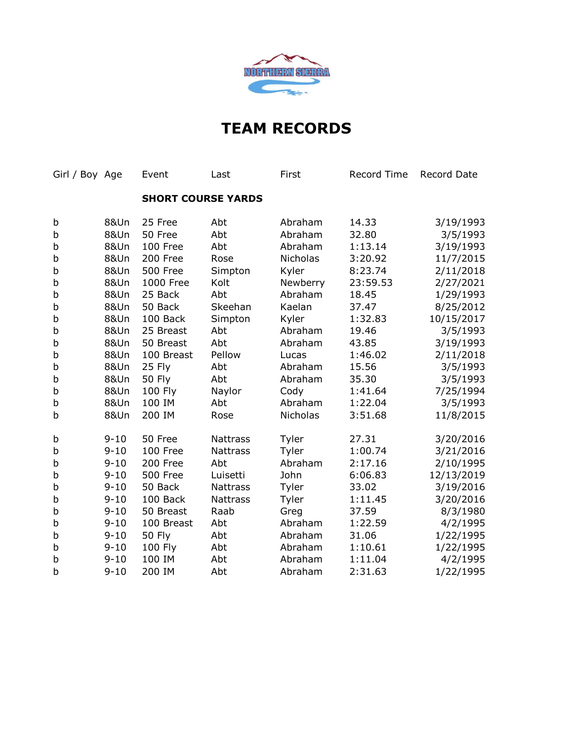# TEAM RECORDS

| Girl / Boy | Age | Event | Last | First | Record Time | Record Date |
|---|---|---|---|---|---|---|
| | | **SHORT COURSE YARDS** | | | | |
| b | 8&Un | 25 Free | Abt | Abraham | 14.33 | 3/19/1993 |
| b | 8&Un | 50 Free | Abt | Abraham | 32.80 | 3/5/1993 |
| b | 8&Un | 100 Free | Abt | Abraham | 1:13.14 | 3/19/1993 |
| b | 8&Un | 200 Free | Rose | Nicholas | 3:20.92 | 11/7/2015 |
| b | 8&Un | 500 Free | Simpton | Kyler | 8:23.74 | 2/11/2018 |
| b | 8&Un | 1000 Free | Kolt | Newberry | 23:59.53 | 2/27/2021 |
| b | 8&Un | 25 Back | Abt | Abraham | 18.45 | 1/29/1993 |
| b | 8&Un | 50 Back | Skeehan | Kaelan | 37.47 | 8/25/2012 |
| b | 8&Un | 100 Back | Simpton | Kyler | 1:32.83 | 10/15/2017 |
| b | 8&Un | 25 Breast | Abt | Abraham | 19.46 | 3/5/1993 |
| b | 8&Un | 50 Breast | Abt | Abraham | 43.85 | 3/19/1993 |
| b | 8&Un | 100 Breast | Pellow | Lucas | 1:46.02 | 2/11/2018 |
| b | 8&Un | 25 Fly | Abt | Abraham | 15.56 | 3/5/1993 |
| b | 8&Un | 50 Fly | Abt | Abraham | 35.30 | 3/5/1993 |
| b | 8&Un | 100 Fly | Naylor | Cody | 1:41.64 | 7/25/1994 |
| b | 8&Un | 100 IM | Abt | Abraham | 1:22.04 | 3/5/1993 |
| b | 8&Un | 200 IM | Rose | Nicholas | 3:51.68 | 11/8/2015 |
| b | 9-10 | 50 Free | Nattrass | Tyler | 27.31 | 3/20/2016 |
| b | 9-10 | 100 Free | Nattrass | Tyler | 1:00.74 | 3/21/2016 |
| b | 9-10 | 200 Free | Abt | Abraham | 2:17.16 | 2/10/1995 |
| b | 9-10 | 500 Free | Luisetti | John | 6:06.83 | 12/13/2019 |
| b | 9-10 | 50 Back | Nattrass | Tyler | 33.02 | 3/19/2016 |
| b | 9-10 | 100 Back | Nattrass | Tyler | 1:11.45 | 3/20/2016 |
| b | 9-10 | 50 Breast | Raab | Greg | 37.59 | 8/3/1980 |
| b | 9-10 | 100 Breast | Abt | Abraham | 1:22.59 | 4/2/1995 |
| b | 9-10 | 50 Fly | Abt | Abraham | 31.06 | 1/22/1995 |
| b | 9-10 | 100 Fly | Abt | Abraham | 1:10.61 | 1/22/1995 |
| b | 9-10 | 100 IM | Abt | Abraham | 1:11.04 | 4/2/1995 |
| b | 9-10 | 200 IM | Abt | Abraham | 2:31.63 | 1/22/1995 |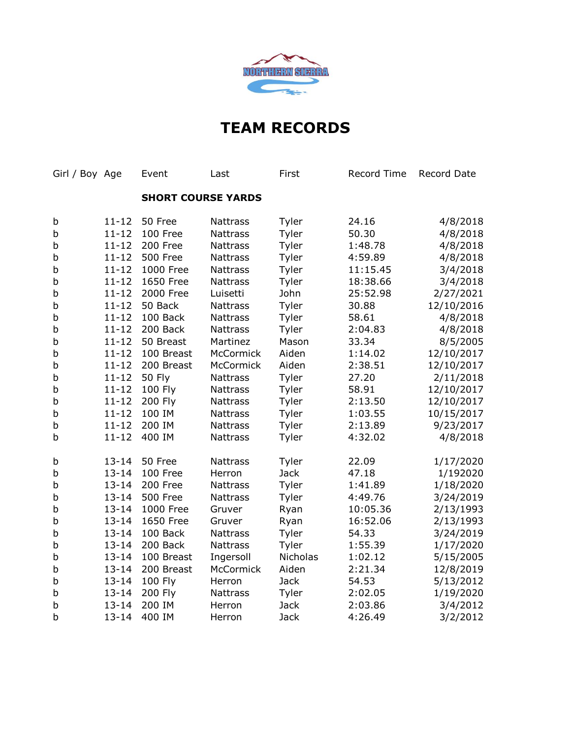# TEAM RECORDS

| Girl / Boy | Age | Event | Last | First | Record Time | Record Date |
|---|---|---|---|---|---|---|
| | | **SHORT COURSE YARDS** | | | | |
| b | 11-12 | 50 Free | Nattrass | Tyler | 24.16 | 4/8/2018 |
| b | 11-12 | 100 Free | Nattrass | Tyler | 50.30 | 4/8/2018 |
| b | 11-12 | 200 Free | Nattrass | Tyler | 1:48.78 | 4/8/2018 |
| b | 11-12 | 500 Free | Nattrass | Tyler | 4:59.89 | 4/8/2018 |
| b | 11-12 | 1000 Free | Nattrass | Tyler | 11:15.45 | 3/4/2018 |
| b | 11-12 | 1650 Free | Nattrass | Tyler | 18:38.66 | 3/4/2018 |
| b | 11-12 | 2000 Free | Luisetti | John | 25:52.98 | 2/27/2021 |
| b | 11-12 | 50 Back | Nattrass | Tyler | 30.88 | 12/10/2016 |
| b | 11-12 | 100 Back | Nattrass | Tyler | 58.61 | 4/8/2018 |
| b | 11-12 | 200 Back | Nattrass | Tyler | 2:04.83 | 4/8/2018 |
| b | 11-12 | 50 Breast | Martinez | Mason | 33.34 | 8/5/2005 |
| b | 11-12 | 100 Breast | McCormick | Aiden | 1:14.02 | 12/10/2017 |
| b | 11-12 | 200 Breast | McCormick | Aiden | 2:38.51 | 12/10/2017 |
| b | 11-12 | 50 Fly | Nattrass | Tyler | 27.20 | 2/11/2018 |
| b | 11-12 | 100 Fly | Nattrass | Tyler | 58.91 | 12/10/2017 |
| b | 11-12 | 200 Fly | Nattrass | Tyler | 2:13.50 | 12/10/2017 |
| b | 11-12 | 100 IM | Nattrass | Tyler | 1:03.55 | 10/15/2017 |
| b | 11-12 | 200 IM | Nattrass | Tyler | 2:13.89 | 9/23/2017 |
| b | 11-12 | 400 IM | Nattrass | Tyler | 4:32.02 | 4/8/2018 |
| | | | | | | |
| b | 13-14 | 50 Free | Nattrass | Tyler | 22.09 | 1/17/2020 |
| b | 13-14 | 100 Free | Herron | Jack | 47.18 | 1/192020 |
| b | 13-14 | 200 Free | Nattrass | Tyler | 1:41.89 | 1/18/2020 |
| b | 13-14 | 500 Free | Nattrass | Tyler | 4:49.76 | 3/24/2019 |
| b | 13-14 | 1000 Free | Gruver | Ryan | 10:05.36 | 2/13/1993 |
| b | 13-14 | 1650 Free | Gruver | Ryan | 16:52.06 | 2/13/1993 |
| b | 13-14 | 100 Back | Nattrass | Tyler | 54.33 | 3/24/2019 |
| b | 13-14 | 200 Back | Nattrass | Tyler | 1:55.39 | 1/17/2020 |
| b | 13-14 | 100 Breast | Ingersoll | Nicholas | 1:02.12 | 5/15/2005 |
| b | 13-14 | 200 Breast | McCormick | Aiden | 2:21.34 | 12/8/2019 |
| b | 13-14 | 100 Fly | Herron | Jack | 54.53 | 5/13/2012 |
| b | 13-14 | 200 Fly | Nattrass | Tyler | 2:02.05 | 1/19/2020 |
| b | 13-14 | 200 IM | Herron | Jack | 2:03.86 | 3/4/2012 |
| b | 13-14 | 400 IM | Herron | Jack | 4:26.49 | 3/2/2012 |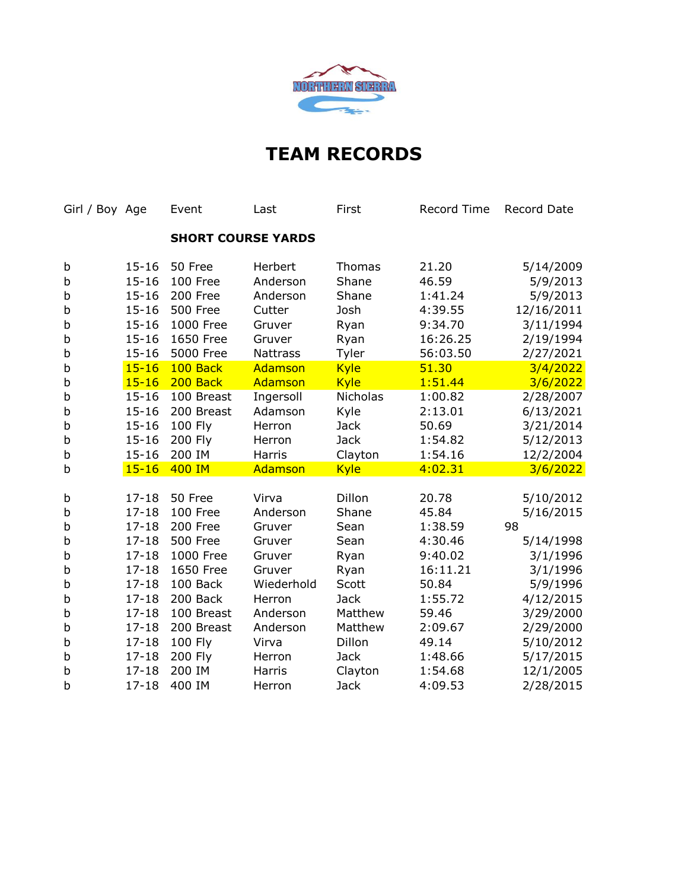# TEAM RECORDS

| Girl / Boy | Age | Event | Last | First | Record Time | Record Date |
|---|---|---|---|---|---|---|
| | | **SHORT COURSE YARDS** | | | | |
| b | 15-16 | 50 Free | Herbert | Thomas | 21.20 | 5/14/2009 |
| b | 15-16 | 100 Free | Anderson | Shane | 46.59 | 5/9/2013 |
| b | 15-16 | 200 Free | Anderson | Shane | 1:41.24 | 5/9/2013 |
| b | 15-16 | 500 Free | Cutter | Josh | 4:39.55 | 12/16/2011 |
| b | 15-16 | 1000 Free | Gruver | Ryan | 9:34.70 | 3/11/1994 |
| b | 15-16 | 1650 Free | Gruver | Ryan | 16:26.25 | 2/19/1994 |
| b | 15-16 | 5000 Free | Nattrass | Tyler | 56:03.50 | 2/27/2021 |
| b | 15-16 | 100 Back | Adamson | Kyle | 51.30 | 3/4/2022 |
| b | 15-16 | 200 Back | Adamson | Kyle | 1:51.44 | 3/6/2022 |
| b | 15-16 | 100 Breast | Ingersoll | Nicholas | 1:00.82 | 2/28/2007 |
| b | 15-16 | 200 Breast | Adamson | Kyle | 2:13.01 | 6/13/2021 |
| b | 15-16 | 100 Fly | Herron | Jack | 50.69 | 3/21/2014 |
| b | 15-16 | 200 Fly | Herron | Jack | 1:54.82 | 5/12/2013 |
| b | 15-16 | 200 IM | Harris | Clayton | 1:54.16 | 12/2/2004 |
| b | 15-16 | 400 IM | Adamson | Kyle | 4:02.31 | 3/6/2022 |
| | | | | | | |
| b | 17-18 | 50 Free | Virva | Dillon | 20.78 | 5/10/2012 |
| b | 17-18 | 100 Free | Anderson | Shane | 45.84 | 5/16/2015 |
| b | 17-18 | 200 Free | Gruver | Sean | 1:38.59 | 98 |
| b | 17-18 | 500 Free | Gruver | Sean | 4:30.46 | 5/14/1998 |
| b | 17-18 | 1000 Free | Gruver | Ryan | 9:40.02 | 3/1/1996 |
| b | 17-18 | 1650 Free | Gruver | Ryan | 16:11.21 | 3/1/1996 |
| b | 17-18 | 100 Back | Wiederhold | Scott | 50.84 | 5/9/1996 |
| b | 17-18 | 200 Back | Herron | Jack | 1:55.72 | 4/12/2015 |
| b | 17-18 | 100 Breast | Anderson | Matthew | 59.46 | 3/29/2000 |
| b | 17-18 | 200 Breast | Anderson | Matthew | 2:09.67 | 2/29/2000 |
| b | 17-18 | 100 Fly | Virva | Dillon | 49.14 | 5/10/2012 |
| b | 17-18 | 200 Fly | Herron | Jack | 1:48.66 | 5/17/2015 |
| b | 17-18 | 200 IM | Harris | Clayton | 1:54.68 | 12/1/2005 |
| b | 17-18 | 400 IM | Herron | Jack | 4:09.53 | 2/28/2015 |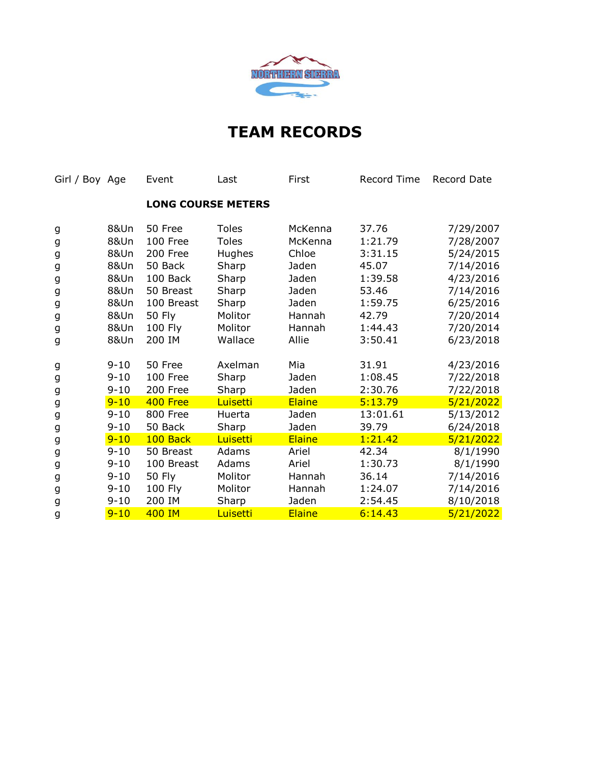# TEAM RECORDS

| Girl / Boy | Age | Event | Last | First | Record Time | Record Date |
|---|---|---|---|---|---|---|
| | | **LONG COURSE METERS** | | | | |
| g | 8&Un | 50 Free | Toles | McKenna | 37.76 | 7/29/2007 |
| g | 8&Un | 100 Free | Toles | McKenna | 1:21.79 | 7/28/2007 |
| g | 8&Un | 200 Free | Hughes | Chloe | 3:31.15 | 5/24/2015 |
| g | 8&Un | 50 Back | Sharp | Jaden | 45.07 | 7/14/2016 |
| g | 8&Un | 100 Back | Sharp | Jaden | 1:39.58 | 4/23/2016 |
| g | 8&Un | 50 Breast | Sharp | Jaden | 53.46 | 7/14/2016 |
| g | 8&Un | 100 Breast | Sharp | Jaden | 1:59.75 | 6/25/2016 |
| g | 8&Un | 50 Fly | Molitor | Hannah | 42.79 | 7/20/2014 |
| g | 8&Un | 100 Fly | Molitor | Hannah | 1:44.43 | 7/20/2014 |
| g | 8&Un | 200 IM | Wallace | Allie | 3:50.41 | 6/23/2018 |
| g | 9-10 | 50 Free | Axelman | Mia | 31.91 | 4/23/2016 |
| g | 9-10 | 100 Free | Sharp | Jaden | 1:08.45 | 7/22/2018 |
| g | 9-10 | 200 Free | Sharp | Jaden | 2:30.76 | 7/22/2018 |
| g | 9-10 | 400 Free | Luisetti | Elaine | 5:13.79 | 5/21/2022 |
| g | 9-10 | 800 Free | Huerta | Jaden | 13:01.61 | 5/13/2012 |
| g | 9-10 | 50 Back | Sharp | Jaden | 39.79 | 6/24/2018 |
| g | 9-10 | 100 Back | Luisetti | Elaine | 1:21.42 | 5/21/2022 |
| g | 9-10 | 50 Breast | Adams | Ariel | 42.34 | 8/1/1990 |
| g | 9-10 | 100 Breast | Adams | Ariel | 1:30.73 | 8/1/1990 |
| g | 9-10 | 50 Fly | Molitor | Hannah | 36.14 | 7/14/2016 |
| g | 9-10 | 100 Fly | Molitor | Hannah | 1:24.07 | 7/14/2016 |
| g | 9-10 | 200 IM | Sharp | Jaden | 2:54.45 | 8/10/2018 |
| g | 9-10 | 400 IM | Luisetti | Elaine | 6:14.43 | 5/21/2022 |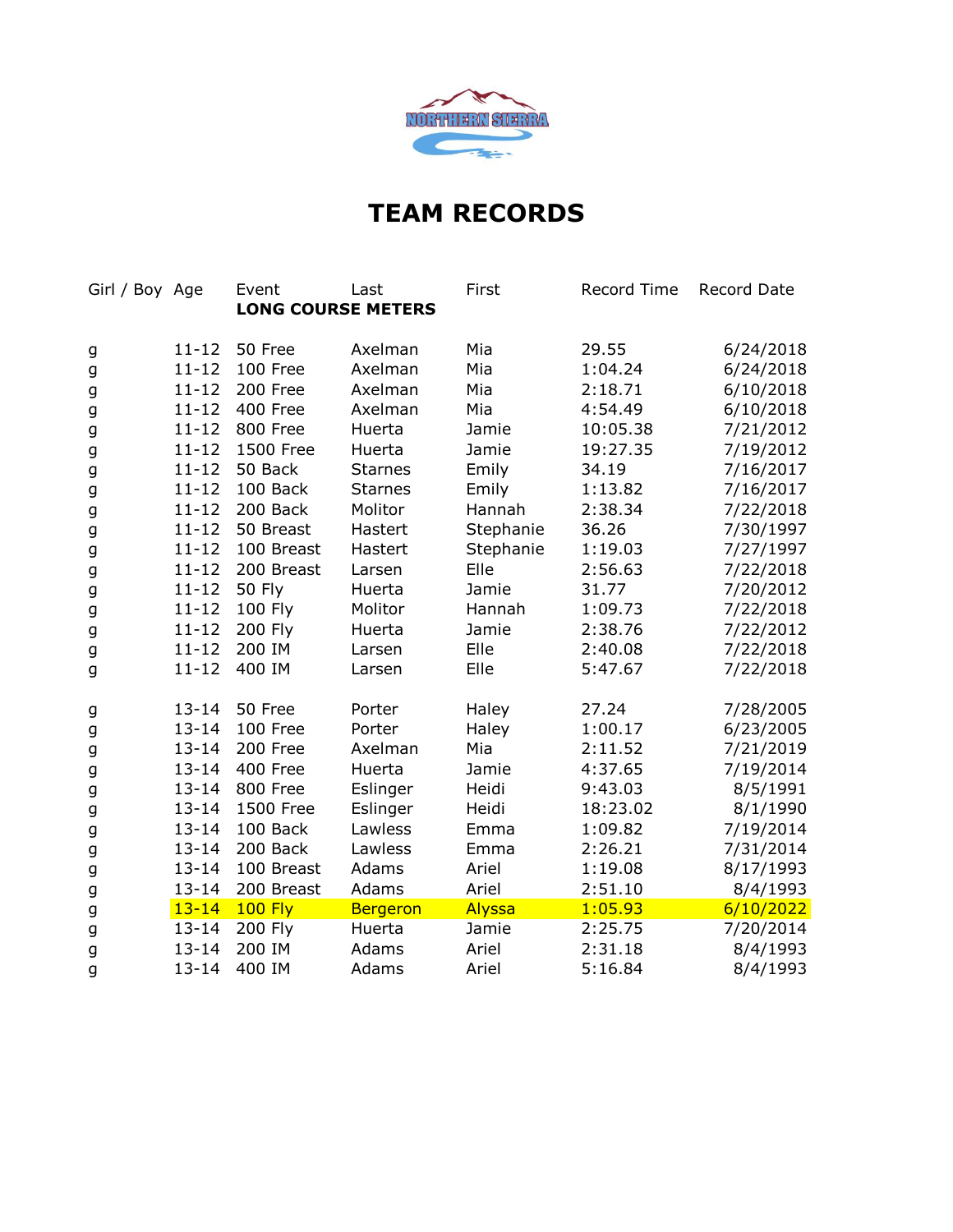# TEAM RECORDS

| Girl / Boy | Age | Event | Last | First | Record Time | Record Date |
|---|---|---|---|---|---|---|
| | | **LONG COURSE METERS** | | | | |
| g | 11-12 | 50 Free | Axelman | Mia | 29.55 | 6/24/2018 |
| g | 11-12 | 100 Free | Axelman | Mia | 1:04.24 | 6/24/2018 |
| g | 11-12 | 200 Free | Axelman | Mia | 2:18.71 | 6/10/2018 |
| g | 11-12 | 400 Free | Axelman | Mia | 4:54.49 | 6/10/2018 |
| g | 11-12 | 800 Free | Huerta | Jamie | 10:05.38 | 7/21/2012 |
| g | 11-12 | 1500 Free | Huerta | Jamie | 19:27.35 | 7/19/2012 |
| g | 11-12 | 50 Back | Starnes | Emily | 34.19 | 7/16/2017 |
| g | 11-12 | 100 Back | Starnes | Emily | 1:13.82 | 7/16/2017 |
| g | 11-12 | 200 Back | Molitor | Hannah | 2:38.34 | 7/22/2018 |
| g | 11-12 | 50 Breast | Hastert | Stephanie | 36.26 | 7/30/1997 |
| g | 11-12 | 100 Breast | Hastert | Stephanie | 1:19.03 | 7/27/1997 |
| g | 11-12 | 200 Breast | Larsen | Elle | 2:56.63 | 7/22/2018 |
| g | 11-12 | 50 Fly | Huerta | Jamie | 31.77 | 7/20/2012 |
| g | 11-12 | 100 Fly | Molitor | Hannah | 1:09.73 | 7/22/2018 |
| g | 11-12 | 200 Fly | Huerta | Jamie | 2:38.76 | 7/22/2012 |
| g | 11-12 | 200 IM | Larsen | Elle | 2:40.08 | 7/22/2018 |
| g | 11-12 | 400 IM | Larsen | Elle | 5:47.67 | 7/22/2018 |
| | | | | | | |
| g | 13-14 | 50 Free | Porter | Haley | 27.24 | 7/28/2005 |
| g | 13-14 | 100 Free | Porter | Haley | 1:00.17 | 6/23/2005 |
| g | 13-14 | 200 Free | Axelman | Mia | 2:11.52 | 7/21/2019 |
| g | 13-14 | 400 Free | Huerta | Jamie | 4:37.65 | 7/19/2014 |
| g | 13-14 | 800 Free | Eslinger | Heidi | 9:43.03 | 8/5/1991 |
| g | 13-14 | 1500 Free | Eslinger | Heidi | 18:23.02 | 8/1/1990 |
| g | 13-14 | 100 Back | Lawless | Emma | 1:09.82 | 7/19/2014 |
| g | 13-14 | 200 Back | Lawless | Emma | 2:26.21 | 7/31/2014 |
| g | 13-14 | 100 Breast | Adams | Ariel | 1:19.08 | 8/17/1993 |
| g | 13-14 | 200 Breast | Adams | Ariel | 2:51.10 | 8/4/1993 |
| g | 13-14 | 100 Fly | Bergeron | Alyssa | 1:05.93 | 6/10/2022 |
| g | 13-14 | 200 Fly | Huerta | Jamie | 2:25.75 | 7/20/2014 |
| g | 13-14 | 200 IM | Adams | Ariel | 2:31.18 | 8/4/1993 |
| g | 13-14 | 400 IM | Adams | Ariel | 5:16.84 | 8/4/1993 |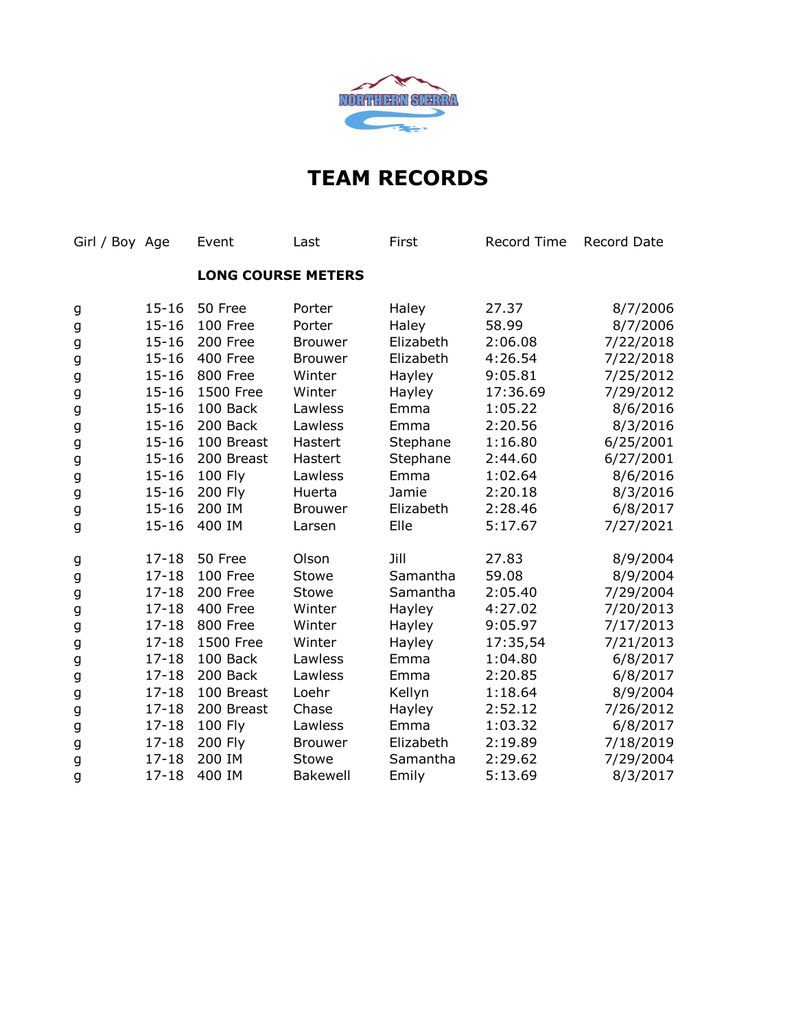NORTHERN SIERRA

# TEAM RECORDS

| Girl / Boy | Age | Event | Last | First | Record Time | Record Date |
|---|---|---|---|---|---|---|
| | | **LONG COURSE METERS** | | | | |
| g | 15-16 | 50 Free | Porter | Haley | 27.37 | 8/7/2006 |
| g | 15-16 | 100 Free | Porter | Haley | 58.99 | 8/7/2006 |
| g | 15-16 | 200 Free | Brouwer | Elizabeth | 2:06.08 | 7/22/2018 |
| g | 15-16 | 400 Free | Brouwer | Elizabeth | 4:26.54 | 7/22/2018 |
| g | 15-16 | 800 Free | Winter | Hayley | 9:05.81 | 7/25/2012 |
| g | 15-16 | 1500 Free | Winter | Hayley | 17:36.69 | 7/29/2012 |
| g | 15-16 | 100 Back | Lawless | Emma | 1:05.22 | 8/6/2016 |
| g | 15-16 | 200 Back | Lawless | Emma | 2:20.56 | 8/3/2016 |
| g | 15-16 | 100 Breast | Hastert | Stephane | 1:16.80 | 6/25/2001 |
| g | 15-16 | 200 Breast | Hastert | Stephane | 2:44.60 | 6/27/2001 |
| g | 15-16 | 100 Fly | Lawless | Emma | 1:02.64 | 8/6/2016 |
| g | 15-16 | 200 Fly | Huerta | Jamie | 2:20.18 | 8/3/2016 |
| g | 15-16 | 200 IM | Brouwer | Elizabeth | 2:28.46 | 6/8/2017 |
| g | 15-16 | 400 IM | Larsen | Elle | 5:17.67 | 7/27/2021 |
| g | 17-18 | 50 Free | Olson | Jill | 27.83 | 8/9/2004 |
| g | 17-18 | 100 Free | Stowe | Samantha | 59.08 | 8/9/2004 |
| g | 17-18 | 200 Free | Stowe | Samantha | 2:05.40 | 7/29/2004 |
| g | 17-18 | 400 Free | Winter | Hayley | 4:27.02 | 7/20/2013 |
| g | 17-18 | 800 Free | Winter | Hayley | 9:05.97 | 7/17/2013 |
| g | 17-18 | 1500 Free | Winter | Hayley | 17:35,54 | 7/21/2013 |
| g | 17-18 | 100 Back | Lawless | Emma | 1:04.80 | 6/8/2017 |
| g | 17-18 | 200 Back | Lawless | Emma | 2:20.85 | 6/8/2017 |
| g | 17-18 | 100 Breast | Loehr | Kellyn | 1:18.64 | 8/9/2004 |
| g | 17-18 | 200 Breast | Chase | Hayley | 2:52.12 | 7/26/2012 |
| g | 17-18 | 100 Fly | Lawless | Emma | 1:03.32 | 6/8/2017 |
| g | 17-18 | 200 Fly | Brouwer | Elizabeth | 2:19.89 | 7/18/2019 |
| g | 17-18 | 200 IM | Stowe | Samantha | 2:29.62 | 7/29/2004 |
| g | 17-18 | 400 IM | Bakewell | Emily | 5:13.69 | 8/3/2017 |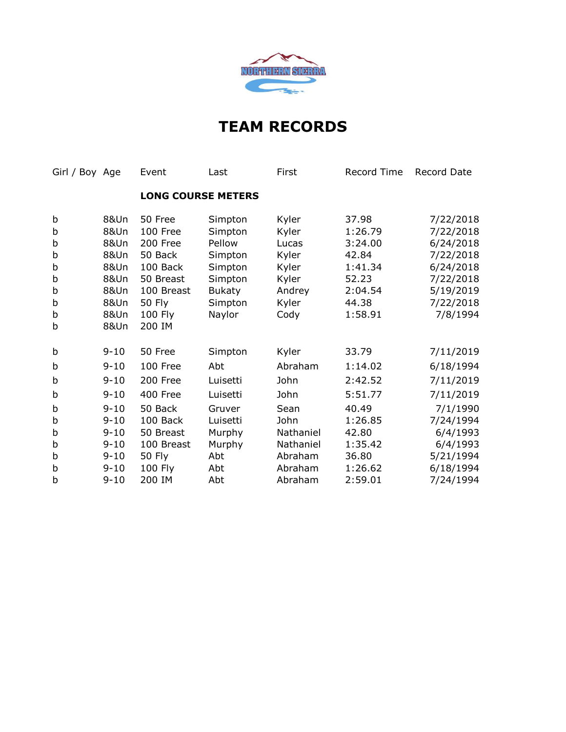# TEAM RECORDS

| Girl / Boy | Age | Event | Last | First | Record Time | Record Date |
|---|---|---|---|---|---|---|
| | | **LONG COURSE METERS** | | | | |
| b | 8&Un | 50 Free | Simpton | Kyler | 37.98 | 7/22/2018 |
| b | 8&Un | 100 Free | Simpton | Kyler | 1:26.79 | 7/22/2018 |
| b | 8&Un | 200 Free | Pellow | Lucas | 3:24.00 | 6/24/2018 |
| b | 8&Un | 50 Back | Simpton | Kyler | 42.84 | 7/22/2018 |
| b | 8&Un | 100 Back | Simpton | Kyler | 1:41.34 | 6/24/2018 |
| b | 8&Un | 50 Breast | Simpton | Kyler | 52.23 | 7/22/2018 |
| b | 8&Un | 100 Breast | Bukaty | Andrey | 2:04.54 | 5/19/2019 |
| b | 8&Un | 50 Fly | Simpton | Kyler | 44.38 | 7/22/2018 |
| b | 8&Un | 100 Fly | Naylor | Cody | 1:58.91 | 7/8/1994 |
| b | 8&Un | 200 IM | | | | |
| b | 9-10 | 50 Free | Simpton | Kyler | 33.79 | 7/11/2019 |
| b | 9-10 | 100 Free | Abt | Abraham | 1:14.02 | 6/18/1994 |
| b | 9-10 | 200 Free | Luisetti | John | 2:42.52 | 7/11/2019 |
| b | 9-10 | 400 Free | Luisetti | John | 5:51.77 | 7/11/2019 |
| b | 9-10 | 50 Back | Gruver | Sean | 40.49 | 7/1/1990 |
| b | 9-10 | 100 Back | Luisetti | John | 1:26.85 | 7/24/1994 |
| b | 9-10 | 50 Breast | Murphy | Nathaniel | 42.80 | 6/4/1993 |
| b | 9-10 | 100 Breast | Murphy | Nathaniel | 1:35.42 | 6/4/1993 |
| b | 9-10 | 50 Fly | Abt | Abraham | 36.80 | 5/21/1994 |
| b | 9-10 | 100 Fly | Abt | Abraham | 1:26.62 | 6/18/1994 |
| b | 9-10 | 200 IM | Abt | Abraham | 2:59.01 | 7/24/1994 |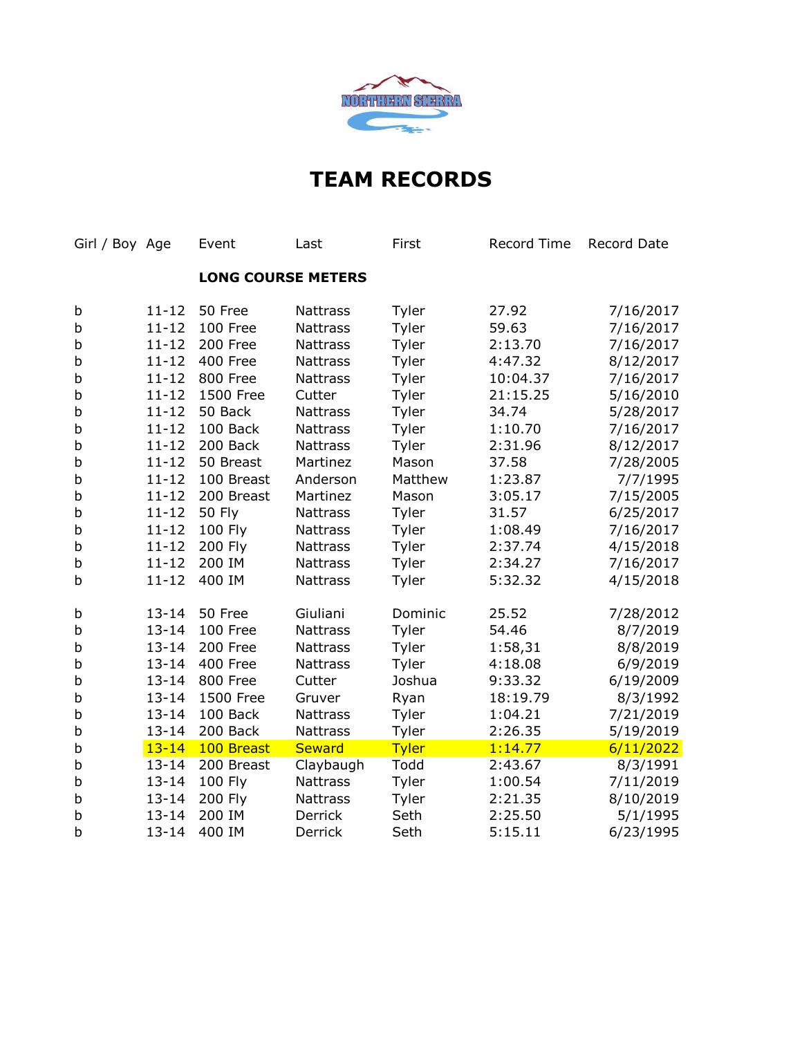# TEAM RECORDS

| Girl / Boy | Age | Event | Last | First | Record Time | Record Date |
|---|---|---|---|---|---|---|
| | | **LONG COURSE METERS** | | | | |
| b | 11-12 | 50 Free | Nattrass | Tyler | 27.92 | 7/16/2017 |
| b | 11-12 | 100 Free | Nattrass | Tyler | 59.63 | 7/16/2017 |
| b | 11-12 | 200 Free | Nattrass | Tyler | 2:13.70 | 7/16/2017 |
| b | 11-12 | 400 Free | Nattrass | Tyler | 4:47.32 | 8/12/2017 |
| b | 11-12 | 800 Free | Nattrass | Tyler | 10:04.37 | 7/16/2017 |
| b | 11-12 | 1500 Free | Cutter | Tyler | 21:15.25 | 5/16/2010 |
| b | 11-12 | 50 Back | Nattrass | Tyler | 34.74 | 5/28/2017 |
| b | 11-12 | 100 Back | Nattrass | Tyler | 1:10.70 | 7/16/2017 |
| b | 11-12 | 200 Back | Nattrass | Tyler | 2:31.96 | 8/12/2017 |
| b | 11-12 | 50 Breast | Martinez | Mason | 37.58 | 7/28/2005 |
| b | 11-12 | 100 Breast | Anderson | Matthew | 1:23.87 | 7/7/1995 |
| b | 11-12 | 200 Breast | Martinez | Mason | 3:05.17 | 7/15/2005 |
| b | 11-12 | 50 Fly | Nattrass | Tyler | 31.57 | 6/25/2017 |
| b | 11-12 | 100 Fly | Nattrass | Tyler | 1:08.49 | 7/16/2017 |
| b | 11-12 | 200 Fly | Nattrass | Tyler | 2:37.74 | 4/15/2018 |
| b | 11-12 | 200 IM | Nattrass | Tyler | 2:34.27 | 7/16/2017 |
| b | 11-12 | 400 IM | Nattrass | Tyler | 5:32.32 | 4/15/2018 |
| b | 13-14 | 50 Free | Giuliani | Dominic | 25.52 | 7/28/2012 |
| b | 13-14 | 100 Free | Nattrass | Tyler | 54.46 | 8/7/2019 |
| b | 13-14 | 200 Free | Nattrass | Tyler | 1:58,31 | 8/8/2019 |
| b | 13-14 | 400 Free | Nattrass | Tyler | 4:18.08 | 6/9/2019 |
| b | 13-14 | 800 Free | Cutter | Joshua | 9:33.32 | 6/19/2009 |
| b | 13-14 | 1500 Free | Gruver | Ryan | 18:19.79 | 8/3/1992 |
| b | 13-14 | 100 Back | Nattrass | Tyler | 1:04.21 | 7/21/2019 |
| b | 13-14 | 200 Back | Nattrass | Tyler | 2:26.35 | 5/19/2019 |
| b | 13-14 | 100 Breast | Seward | Tyler | 1:14.77 | 6/11/2022 |
| b | 13-14 | 200 Breast | Claybaugh | Todd | 2:43.67 | 8/3/1991 |
| b | 13-14 | 100 Fly | Nattrass | Tyler | 1:00.54 | 7/11/2019 |
| b | 13-14 | 200 Fly | Nattrass | Tyler | 2:21.35 | 8/10/2019 |
| b | 13-14 | 200 IM | Derrick | Seth | 2:25.50 | 5/1/1995 |
| b | 13-14 | 400 IM | Derrick | Seth | 5:15.11 | 6/23/1995 |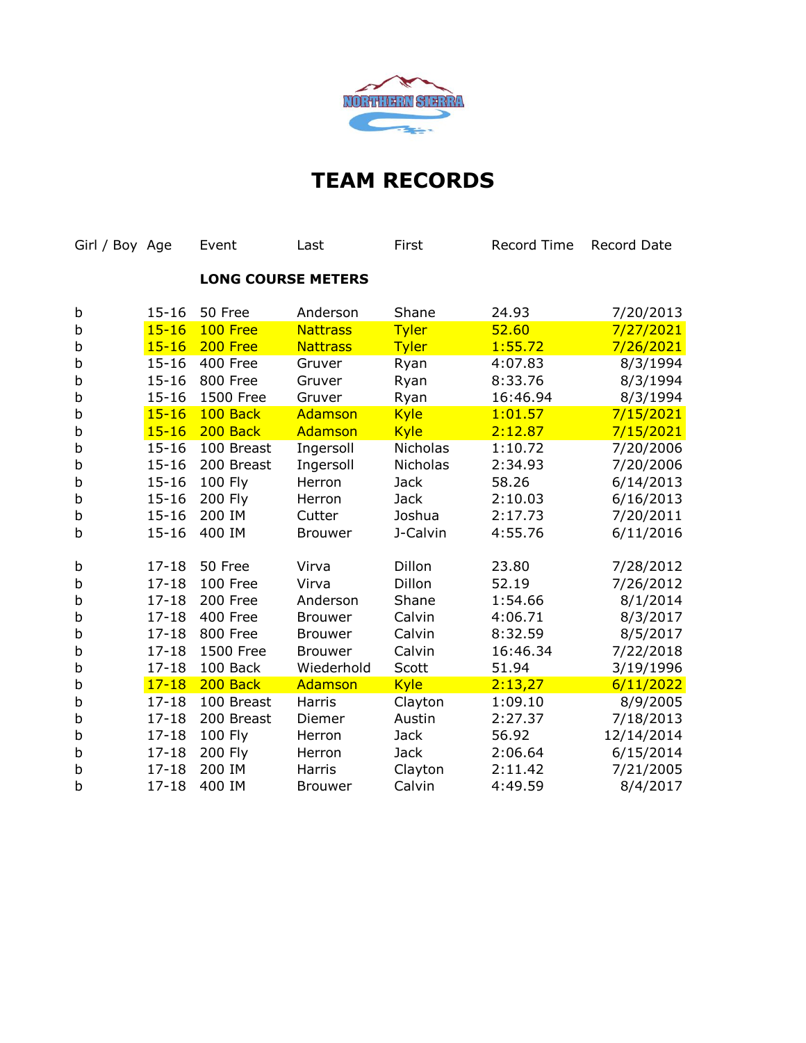NORTHERN SIERRA

# TEAM RECORDS

| Girl / Boy | Age | Event | Last | First | Record Time | Record Date |
|---|---|---|---|---|---|---|
| | | **LONG COURSE METERS** | | | | |
| b | 15-16 | 50 Free | Anderson | Shane | 24.93 | 7/20/2013 |
| b | 15-16 | 100 Free | Nattrass | Tyler | 52.60 | 7/27/2021 |
| b | 15-16 | 200 Free | Nattrass | Tyler | 1:55.72 | 7/26/2021 |
| b | 15-16 | 400 Free | Gruver | Ryan | 4:07.83 | 8/3/1994 |
| b | 15-16 | 800 Free | Gruver | Ryan | 8:33.76 | 8/3/1994 |
| b | 15-16 | 1500 Free | Gruver | Ryan | 16:46.94 | 8/3/1994 |
| b | 15-16 | 100 Back | Adamson | Kyle | 1:01.57 | 7/15/2021 |
| b | 15-16 | 200 Back | Adamson | Kyle | 2:12.87 | 7/15/2021 |
| b | 15-16 | 100 Breast | Ingersoll | Nicholas | 1:10.72 | 7/20/2006 |
| b | 15-16 | 200 Breast | Ingersoll | Nicholas | 2:34.93 | 7/20/2006 |
| b | 15-16 | 100 Fly | Herron | Jack | 58.26 | 6/14/2013 |
| b | 15-16 | 200 Fly | Herron | Jack | 2:10.03 | 6/16/2013 |
| b | 15-16 | 200 IM | Cutter | Joshua | 2:17.73 | 7/20/2011 |
| b | 15-16 | 400 IM | Brouwer | J-Calvin | 4:55.76 | 6/11/2016 |
| b | 17-18 | 50 Free | Virva | Dillon | 23.80 | 7/28/2012 |
| b | 17-18 | 100 Free | Virva | Dillon | 52.19 | 7/26/2012 |
| b | 17-18 | 200 Free | Anderson | Shane | 1:54.66 | 8/1/2014 |
| b | 17-18 | 400 Free | Brouwer | Calvin | 4:06.71 | 8/3/2017 |
| b | 17-18 | 800 Free | Brouwer | Calvin | 8:32.59 | 8/5/2017 |
| b | 17-18 | 1500 Free | Brouwer | Calvin | 16:46.34 | 7/22/2018 |
| b | 17-18 | 100 Back | Wiederhold | Scott | 51.94 | 3/19/1996 |
| b | 17-18 | 200 Back | Adamson | Kyle | 2:13,27 | 6/11/2022 |
| b | 17-18 | 100 Breast | Harris | Clayton | 1:09.10 | 8/9/2005 |
| b | 17-18 | 200 Breast | Diemer | Austin | 2:27.37 | 7/18/2013 |
| b | 17-18 | 100 Fly | Herron | Jack | 56.92 | 12/14/2014 |
| b | 17-18 | 200 Fly | Herron | Jack | 2:06.64 | 6/15/2014 |
| b | 17-18 | 200 IM | Harris | Clayton | 2:11.42 | 7/21/2005 |
| b | 17-18 | 400 IM | Brouwer | Calvin | 4:49.59 | 8/4/2017 |